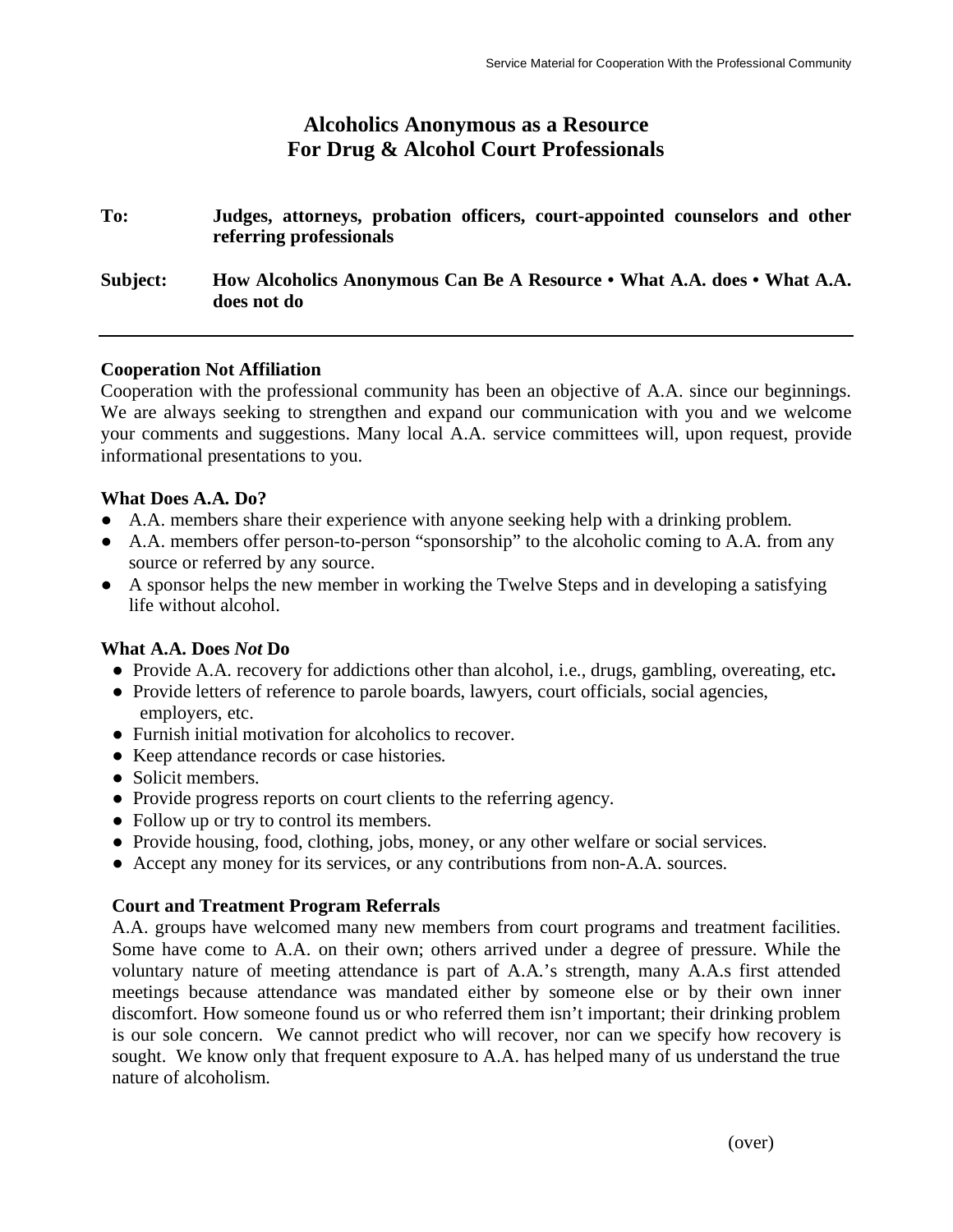# Alcoholics Anonymous as a Resource For Drug & Alcohol Court Professionals

**To:** **Judges, attorneys, probation officers, court-appointed counselors and other referring professionals**

**Subject:** **How Alcoholics Anonymous Can Be A Resource • What A.A. does • What A.A. does not do**

---

### Cooperation Not Affiliation

Cooperation with the professional community has been an objective of A.A. since our beginnings. We are always seeking to strengthen and expand our communication with you and we welcome your comments and suggestions. Many local A.A. service committees will, upon request, provide informational presentations to you.

### What Does A.A. Do?

- A.A. members share their experience with anyone seeking help with a drinking problem.
- A.A. members offer person-to-person "sponsorship" to the alcoholic coming to A.A. from any source or referred by any source.
- A sponsor helps the new member in working the Twelve Steps and in developing a satisfying life without alcohol.

### What A.A. Does *Not* Do

- Provide A.A. recovery for addictions other than alcohol, i.e., drugs, gambling, overeating, etc**.**
- Provide letters of reference to parole boards, lawyers, court officials, social agencies, employers, etc.
- Furnish initial motivation for alcoholics to recover.
- Keep attendance records or case histories.
- Solicit members.
- Provide progress reports on court clients to the referring agency.
- Follow up or try to control its members.
- Provide housing, food, clothing, jobs, money, or any other welfare or social services.
- Accept any money for its services, or any contributions from non-A.A. sources.

### Court and Treatment Program Referrals

A.A. groups have welcomed many new members from court programs and treatment facilities. Some have come to A.A. on their own; others arrived under a degree of pressure. While the voluntary nature of meeting attendance is part of A.A.'s strength, many A.A.s first attended meetings because attendance was mandated either by someone else or by their own inner discomfort. How someone found us or who referred them isn't important; their drinking problem is our sole concern. We cannot predict who will recover, nor can we specify how recovery is sought. We know only that frequent exposure to A.A. has helped many of us understand the true nature of alcoholism.

(over)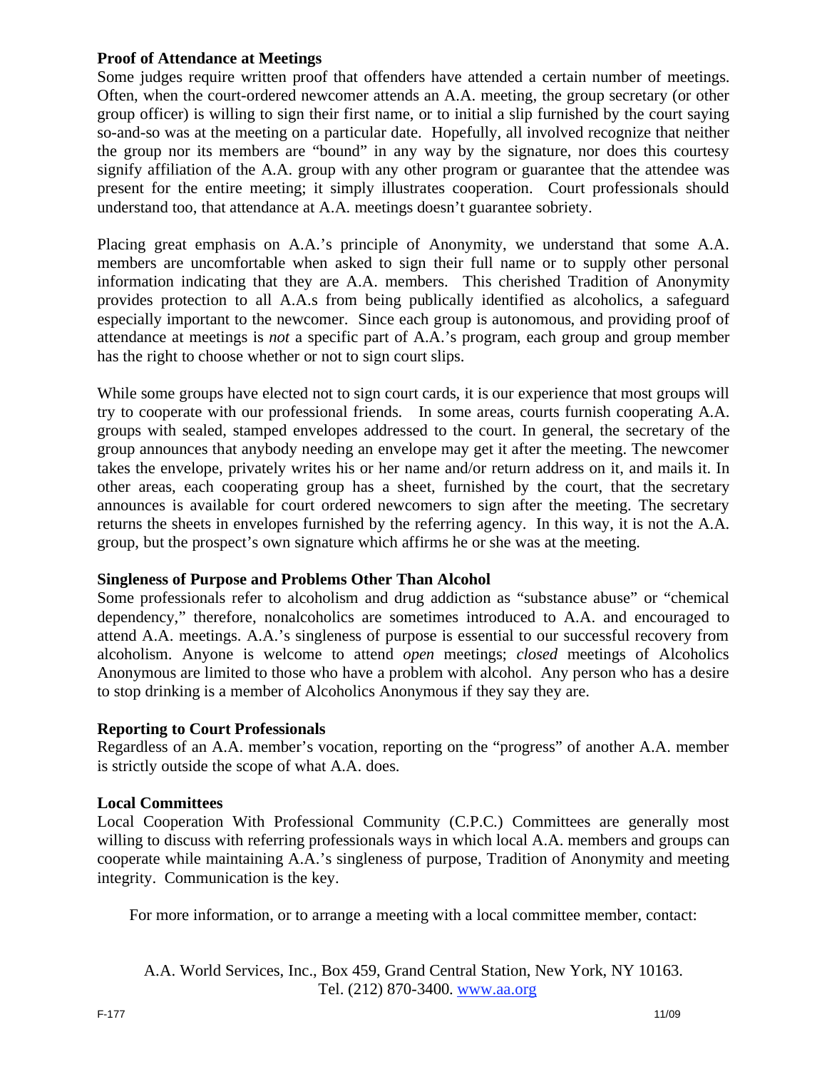**Proof of Attendance at Meetings**

Some judges require written proof that offenders have attended a certain number of meetings. Often, when the court-ordered newcomer attends an A.A. meeting, the group secretary (or other group officer) is willing to sign their first name, or to initial a slip furnished by the court saying so-and-so was at the meeting on a particular date. Hopefully, all involved recognize that neither the group nor its members are "bound" in any way by the signature, nor does this courtesy signify affiliation of the A.A. group with any other program or guarantee that the attendee was present for the entire meeting; it simply illustrates cooperation. Court professionals should understand too, that attendance at A.A. meetings doesn't guarantee sobriety.

Placing great emphasis on A.A.'s principle of Anonymity, we understand that some A.A. members are uncomfortable when asked to sign their full name or to supply other personal information indicating that they are A.A. members. This cherished Tradition of Anonymity provides protection to all A.A.s from being publically identified as alcoholics, a safeguard especially important to the newcomer. Since each group is autonomous, and providing proof of attendance at meetings is *not* a specific part of A.A.'s program, each group and group member has the right to choose whether or not to sign court slips.

While some groups have elected not to sign court cards, it is our experience that most groups will try to cooperate with our professional friends. In some areas, courts furnish cooperating A.A. groups with sealed, stamped envelopes addressed to the court. In general, the secretary of the group announces that anybody needing an envelope may get it after the meeting. The newcomer takes the envelope, privately writes his or her name and/or return address on it, and mails it. In other areas, each cooperating group has a sheet, furnished by the court, that the secretary announces is available for court ordered newcomers to sign after the meeting. The secretary returns the sheets in envelopes furnished by the referring agency. In this way, it is not the A.A. group, but the prospect's own signature which affirms he or she was at the meeting.

**Singleness of Purpose and Problems Other Than Alcohol**

Some professionals refer to alcoholism and drug addiction as "substance abuse" or "chemical dependency," therefore, nonalcoholics are sometimes introduced to A.A. and encouraged to attend A.A. meetings. A.A.'s singleness of purpose is essential to our successful recovery from alcoholism. Anyone is welcome to attend *open* meetings; *closed* meetings of Alcoholics Anonymous are limited to those who have a problem with alcohol. Any person who has a desire to stop drinking is a member of Alcoholics Anonymous if they say they are.

**Reporting to Court Professionals**

Regardless of an A.A. member's vocation, reporting on the "progress" of another A.A. member is strictly outside the scope of what A.A. does.

**Local Committees**

Local Cooperation With Professional Community (C.P.C.) Committees are generally most willing to discuss with referring professionals ways in which local A.A. members and groups can cooperate while maintaining A.A.'s singleness of purpose, Tradition of Anonymity and meeting integrity. Communication is the key.

For more information, or to arrange a meeting with a local committee member, contact:

A.A. World Services, Inc., Box 459, Grand Central Station, New York, NY 10163.
Tel. (212) 870-3400. www.aa.org

F-177 11/09